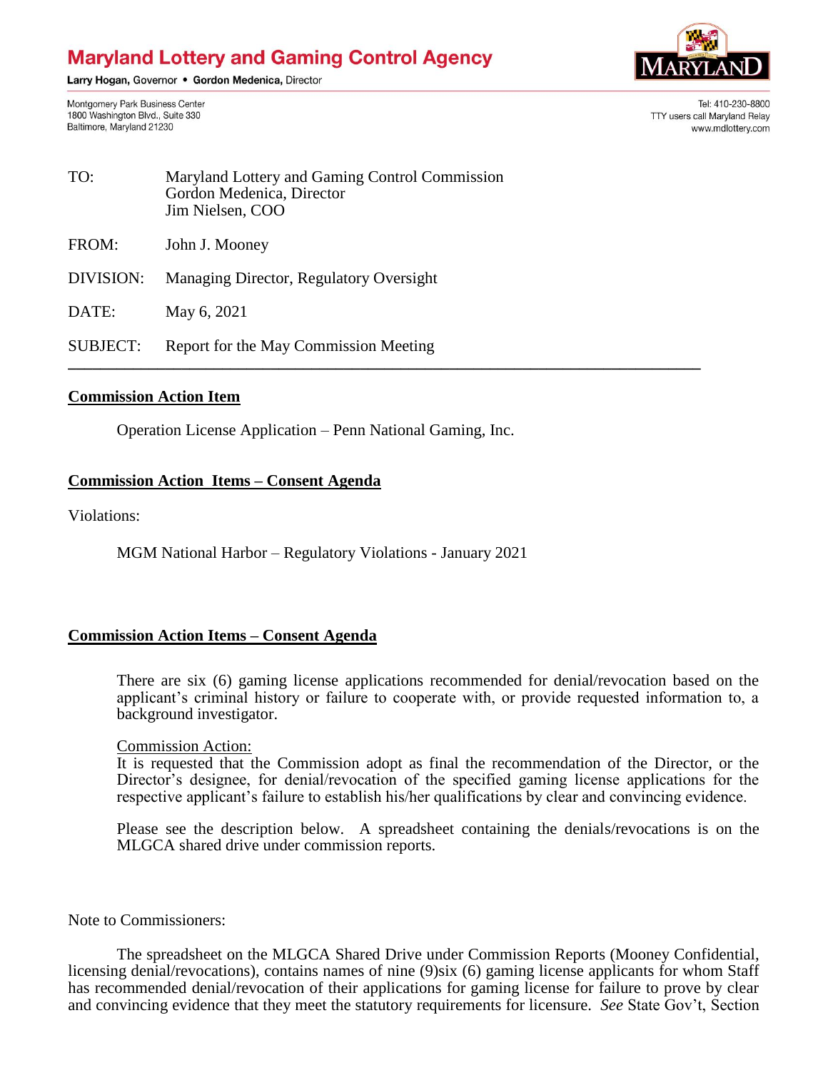# Maryland Lottery and Gaming Control Agency

**Larry Hogan,** Governor • **Gordon Medenica,** Director

Montgomery Park Business Center
1800 Washington Blvd., Suite 330
Baltimore, Maryland 21230

Tel: 410-230-8800
TTY users call Maryland Relay
www.mdlottery.com

| | |
|---|---|
| TO: | Maryland Lottery and Gaming Control Commission<br>Gordon Medenica, Director<br>Jim Nielsen, COO |
| FROM: | John J. Mooney |
| DIVISION: | Managing Director, Regulatory Oversight |
| DATE: | May 6, 2021 |
| SUBJECT: | Report for the May Commission Meeting |

---

**Commission Action Item**

Operation License Application – Penn National Gaming, Inc.

**Commission Action Items – Consent Agenda**

Violations:

MGM National Harbor – Regulatory Violations - January 2021

**Commission Action Items – Consent Agenda**

There are six (6) gaming license applications recommended for denial/revocation based on the applicant's criminal history or failure to cooperate with, or provide requested information to, a background investigator.

Commission Action:
It is requested that the Commission adopt as final the recommendation of the Director, or the Director's designee, for denial/revocation of the specified gaming license applications for the respective applicant's failure to establish his/her qualifications by clear and convincing evidence.

Please see the description below. A spreadsheet containing the denials/revocations is on the MLGCA shared drive under commission reports.

Note to Commissioners:

The spreadsheet on the MLGCA Shared Drive under Commission Reports (Mooney Confidential, licensing denial/revocations), contains names of nine (9)six (6) gaming license applicants for whom Staff has recommended denial/revocation of their applications for gaming license for failure to prove by clear and convincing evidence that they meet the statutory requirements for licensure. *See* State Gov't, Section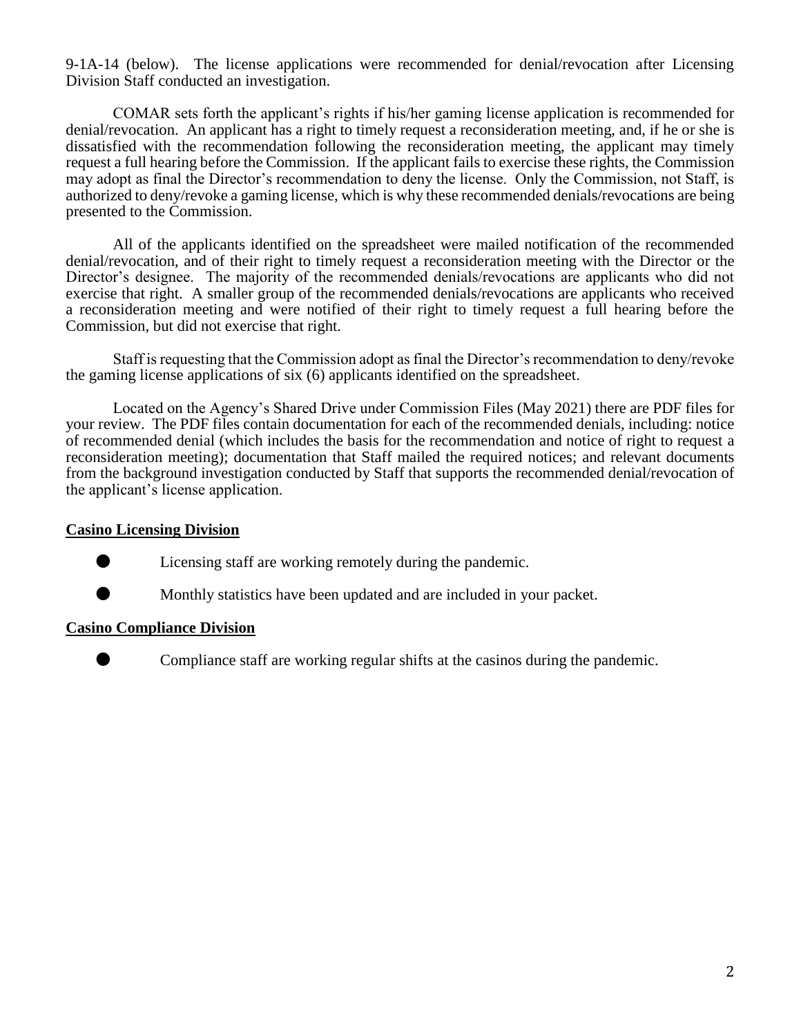9-1A-14 (below). The license applications were recommended for denial/revocation after Licensing Division Staff conducted an investigation.

COMAR sets forth the applicant's rights if his/her gaming license application is recommended for denial/revocation. An applicant has a right to timely request a reconsideration meeting, and, if he or she is dissatisfied with the recommendation following the reconsideration meeting, the applicant may timely request a full hearing before the Commission. If the applicant fails to exercise these rights, the Commission may adopt as final the Director's recommendation to deny the license. Only the Commission, not Staff, is authorized to deny/revoke a gaming license, which is why these recommended denials/revocations are being presented to the Commission.

All of the applicants identified on the spreadsheet were mailed notification of the recommended denial/revocation, and of their right to timely request a reconsideration meeting with the Director or the Director's designee. The majority of the recommended denials/revocations are applicants who did not exercise that right. A smaller group of the recommended denials/revocations are applicants who received a reconsideration meeting and were notified of their right to timely request a full hearing before the Commission, but did not exercise that right.

Staff is requesting that the Commission adopt as final the Director's recommendation to deny/revoke the gaming license applications of six (6) applicants identified on the spreadsheet.

Located on the Agency's Shared Drive under Commission Files (May 2021) there are PDF files for your review. The PDF files contain documentation for each of the recommended denials, including: notice of recommended denial (which includes the basis for the recommendation and notice of right to request a reconsideration meeting); documentation that Staff mailed the required notices; and relevant documents from the background investigation conducted by Staff that supports the recommended denial/revocation of the applicant's license application.

**Casino Licensing Division**

- Licensing staff are working remotely during the pandemic.
- Monthly statistics have been updated and are included in your packet.

**Casino Compliance Division**

- Compliance staff are working regular shifts at the casinos during the pandemic.